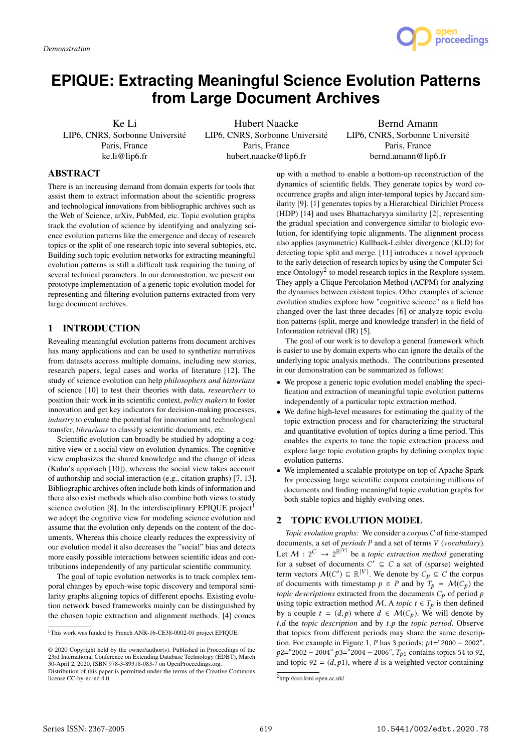Demonstration

# EPIQUE: Extracting Meaningful Science Evolution Patterns from Large Document Archives

Ke Li
LIP6, CNRS, Sorbonne Université
Paris, France
ke.li@lip6.fr

Hubert Naacke
LIP6, CNRS, Sorbonne Université
Paris, France
hubert.naacke@lip6.fr

Bernd Amann
LIP6, CNRS, Sorbonne Université
Paris, France
bernd.amann@lip6.fr

## ABSTRACT

There is an increasing demand from domain experts for tools that assist them to extract information about the scientific progress and technological innovations from bibliographic archives such as the Web of Science, arXiv, PubMed, etc. Topic evolution graphs track the evolution of science by identifying and analyzing science evolution patterns like the emergence and decay of research topics or the split of one research topic into several subtopics, etc. Building such topic evolution networks for extracting meaningful evolution patterns is still a difficult task requiring the tuning of several technical parameters. In our demonstration, we present our prototype implementation of a generic topic evolution model for representing and filtering evolution patterns extracted from very large document archives.

## 1 INTRODUCTION

Revealing meaningful evolution patterns from document archives has many applications and can be used to synthetize narratives from datasets accross multiple domains, including new stories, research papers, legal cases and works of literature [12]. The study of science evolution can help *philosophers and historians* of science [10] to test their theories with data, *researchers* to position their work in its scientific context, *policy makers* to foster innovation and get key indicators for decision-making processes, *industry* to evaluate the potential for innovation and technological transfer, *librarians* to classify scientific documents, etc.

Scientific evolution can broadly be studied by adopting a cognitive view or a social view on evolution dynamics. The cognitive view emphasizes the shared knowledge and the change of ideas (Kuhn's approach [10]), whereas the social view takes account of authorship and social interaction (e.g., citation graphs) [7, 13]. Bibliographic archives often include both kinds of information and there also exist methods which also combine both views to study science evolution [8]. In the interdisciplinary EPIQUE project[1] we adopt the cognitive view for modeling science evolution and assume that the evolution only depends on the content of the documents. Whereas this choice clearly reduces the expressivity of our evolution model it also decreases the "social" bias and detects more easily possible interactions between scientific ideas and contributions independently of any particular scientific community.

The goal of topic evolution networks is to track complex temporal changes by epoch-wise topic discovery and temporal similarity graphs aligning topics of different epochs. Existing evolution network based frameworks mainly can be distinguished by the chosen topic extraction and alignment methods. [4] comes up with a method to enable a bottom-up reconstruction of the dynamics of scientific fields. They generate topics by word co-occurrence graphs and align inter-temporal topics by Jaccard similarity [9]. [1] generates topics by a Hierarchical Dirichlet Process (HDP) [14] and uses Bhattacharyya similarity [2], representing the gradual speciation and convergence similar to biologic evolution, for identifying topic alignments. The alignment process also applies (asymmetric) Kullback-Leibler divergence (KLD) for detecting topic split and merge. [11] introduces a novel approach to the early detection of research topics by using the Computer Science Ontology[2] to model research topics in the Rexplore system. They apply a Clique Percolation Method (ACPM) for analyzing the dynamics between existent topics. Other examples of science evolution studies explore how "cognitive science" as a field has changed over the last three decades [6] or analyze topic evolution patterns (split, merge and knowledge transfer) in the field of Information retrieval (IR) [5].

The goal of our work is to develop a general framework which is easier to use by domain experts who can ignore the details of the underlying topic analysis methods. The contributions presented in our demonstration can be summarized as follows:

- We propose a generic topic evolution model enabling the specification and extraction of meaningful topic evolution patterns independently of a particular topic extraction method.
- We define high-level measures for estimating the quality of the topic extraction process and for characterizing the structural and quantitative evolution of topics during a time period. This enables the experts to tune the topic extraction process and explore large topic evolution graphs by defining complex topic evolution patterns.
- We implemented a scalable prototype on top of Apache Spark for processing large scientific corpora containing millions of documents and finding meaningful topic evolution graphs for both stable topics and highly evolving ones.

## 2 TOPIC EVOLUTION MODEL

*Topic evolution graphs:* We consider a *corpus* $C$ of time-stamped documents, a set of *periods* $P$ and a set of terms $V$ (*vocabulary*). Let $\mathcal{M} : 2^C \rightarrow 2^{\mathbb{R}^{|V|}}$ be a *topic extraction method* generating for a subset of documents $C' \subseteq C$ a set of (sparse) weighted term vectors $\mathcal{M}(C') \subseteq \mathbb{R}^{|V|}$. We denote by $C_p \subseteq C$ the corpus of documents with timestamp $p \in P$ and by $T_p = \mathcal{M}(C_p)$ the *topic descriptions* extracted from the documents $C_p$ of period $p$ using topic extraction method $\mathcal{M}$. A *topic* $t \in T_p$ is then defined by a couple $t = (d, p)$ where $d \in \mathcal{M}(C_p)$. We will denote by $t.d$ the *topic description* and by $t.p$ the *topic period*. Observe that topics from different periods may share the same description. For example in Figure 1, $P$ has 3 periods: $p1$="2000 − 2002", $p2$="2002 − 2004" $p3$="2004 − 2006", $T_{p1}$ contains topics 54 to 92, and topic $92 = (d, p1)$, where $d$ is a weighted vector containing

[1] This work was funded by French ANR-16-CE38-0002-01 project EPIQUE.

[2] http://cso.kmi.open.ac.uk/

© 2020 Copyright held by the owner/author(s). Published in Proceedings of the 23rd International Conference on Extending Database Technology (EDBT), March 30-April 2, 2020, ISBN 978-3-89318-083-7 on OpenProceedings.org.
Distribution of this paper is permitted under the terms of the Creative Commons license CC-by-nc-nd 4.0.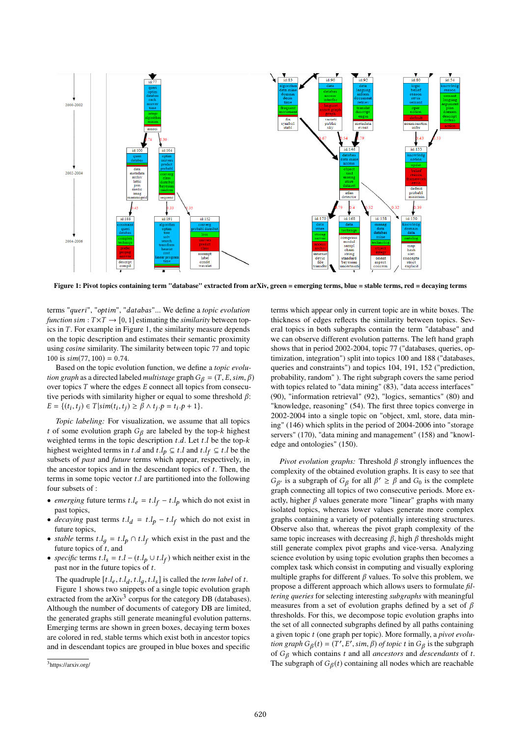**Figure 1: Pivot topics containing term "database" extracted from arXiv, green = emerging terms, blue = stable terms, red = decaying terms**

terms "*queri*", "*optim*", "*databas*"... We define a *topic evolution function* $sim : T \times T \rightarrow [0, 1]$ estimating the *similarity* between topics in $T$. For example in Figure 1, the similarity measure depends on the topic description and estimates their semantic proximity using *cosine* similarity. The similarity between topic 77 and topic 100 is $sim(77, 100) = 0.74$.

Based on the topic evolution function, we define a *topic evolution graph* as a directed labeled *multistage* graph $G_\beta = (T, E, sim, \beta)$ over topics $T$ where the edges $E$ connect all topics from consecutive periods with similarity higher or equal to some threshold $\beta$: $E = \{(t_i, t_j) \in T | sim(t_i, t_j) \geq \beta \wedge t_j.p = t_i.p + 1\}$.

*Topic labeling:* For visualization, we assume that all topics $t$ of some evolution graph $G_\beta$ are labeled by the top-$k$ highest weighted terms in the topic description $t.d$. Let $t.l$ be the top-$k$ highest weighted terms in $t.d$ and $t.l_p \subseteq t.l$ and $t.l_f \subseteq t.l$ be the subsets of *past* and *future* terms which appear, respectively, in the ancestor topics and in the descendant topics of $t$. Then, the terms in some topic vector $t.l$ are partitioned into the following four subsets of :

- *emerging* future terms $t.l_e = t.l_f - t.l_p$ which do not exist in past topics,
- *decaying* past terms $t.l_d = t.l_p - t.l_f$ which do not exist in future topics,
- *stable* terms $t.l_g = t.l_p \cap t.l_f$ which exist in the past and the future topics of $t$, and
- *specific* terms $t.l_s = t.l - (t.l_p \cup t.l_f)$ which neither exist in the past nor in the future topics of $t$.

The quadruple $[t.l_e, t.l_d, t.l_g, t.l_s]$ is called the *term label* of $t$.

Figure 1 shows two snippets of a single topic evolution graph extracted from the arXiv[3] corpus for the category DB (databases). Although the number of documents of category DB are limited, the generated graphs still generate meaningful evolution patterns. Emerging terms are shown in green boxes, decaying term boxes are colored in red, stable terms which exist both in ancestor topics and in descendant topics are grouped in blue boxes and specific terms which appear only in current topic are in white boxes. The thickness of edges reflects the similarity between topics. Several topics in both subgraphs contain the term "database" and we can observe different evolution patterns. The left hand graph shows that in period 2002-2004, topic 77 ("databases, queries, optimization, integration") split into topics 100 and 188 ("databases, queries and constraints") and topics 104, 191, 152 ("prediction, probability, random" ). The right subgraph covers the same period with topics related to "data mining" (83), "data access interfaces" (90), "information retrieval" (92), "logics, semantics" (80) and "knowledge, reasoning" (54). The first three topics converge in 2002-2004 into a single topic on "object, xml, store, data mining" (146) which splits in the period of 2004-2006 into "storage servers" (170), "data mining and management" (158) and "knowledge and ontologies" (150).

*Pivot evolution graphs:* Threshold $\beta$ strongly influences the complexity of the obtained evolution graphs. It is easy to see that $G_{\beta'}$ is a subgraph of $G_\beta$ for all $\beta' \geq \beta$ and $G_0$ is the complete graph connecting all topics of two consecutive periods. More exactly, higher $\beta$ values generate more "linear" graphs with many isolated topics, whereas lower values generate more complex graphs containing a variety of potentially interesting structures. Observe also that, whereas the pivot graph complexity of the same topic increases with decreasing $\beta$, high $\beta$ thresholds might still generate complex pivot graphs and vice-versa. Analyzing science evolution by using topic evolution graphs then becomes a complex task which consist in computing and visually exploring multiple graphs for different $\beta$ values. To solve this problem, we propose a different approach which allows users to formulate *filtering queries* for selecting interesting *subgraphs* with meaningful measures from a set of evolution graphs defined by a set of $\beta$ thresholds. For this, we decompose topic evolution graphs into the set of all connected subgraphs defined by all paths containing a given topic $t$ (one graph per topic). More formally, a *pivot evolution graph* $G_\beta(t) = (T', E', sim, \beta)$ *of topic* $t$ in $G_\beta$ is the subgraph of $G_\beta$ which contains $t$ and all *ancestors* and *descendants* of $t$. The subgraph of $G_\beta(t)$ containing all nodes which are reachable

[3] https://arxiv.org/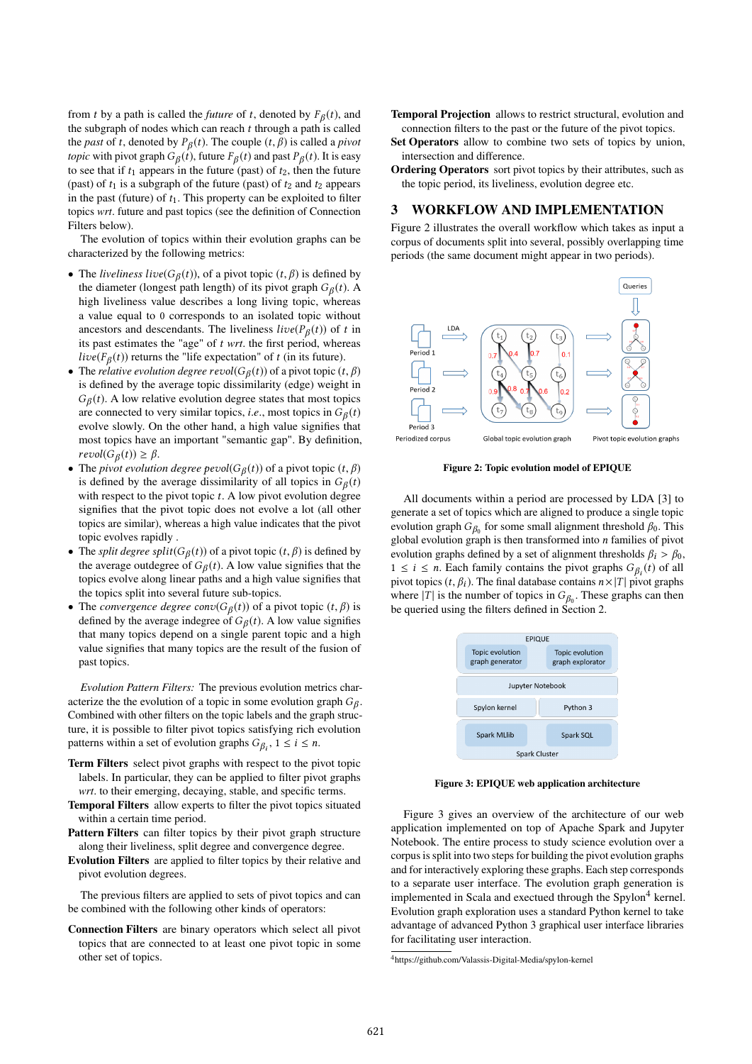from $t$ by a path is called the *future* of $t$, denoted by $F_\beta(t)$, and the subgraph of nodes which can reach $t$ through a path is called the *past* of $t$, denoted by $P_\beta(t)$. The couple $(t, \beta)$ is called a *pivot topic* with pivot graph $G_\beta(t)$, future $F_\beta(t)$ and past $P_\beta(t)$. It is easy to see that if $t_1$ appears in the future (past) of $t_2$, then the future (past) of $t_1$ is a subgraph of the future (past) of $t_2$ and $t_2$ appears in the past (future) of $t_1$. This property can be exploited to filter topics *wrt.* future and past topics (see the definition of Connection Filters below).

The evolution of topics within their evolution graphs can be characterized by the following metrics:

- The *liveliness* $live(G_\beta(t))$, of a pivot topic $(t, \beta)$ is defined by the diameter (longest path length) of its pivot graph $G_\beta(t)$. A high liveliness value describes a long living topic, whereas a value equal to 0 corresponds to an isolated topic without ancestors and descendants. The liveliness $live(P_\beta(t))$ of $t$ in its past estimates the "age" of $t$ *wrt.* the first period, whereas $live(F_\beta(t))$ returns the "life expectation" of $t$ (in its future).
- The *relative evolution degree* $revol(G_\beta(t))$ of a pivot topic $(t, \beta)$ is defined by the average topic dissimilarity (edge) weight in $G_\beta(t)$. A low relative evolution degree states that most topics are connected to very similar topics, *i.e.*, most topics in $G_\beta(t)$ evolve slowly. On the other hand, a high value signifies that most topics have an important "semantic gap". By definition, $revol(G_\beta(t)) \geq \beta$.
- The *pivot evolution degree* $pevol(G_\beta(t))$ of a pivot topic $(t, \beta)$ is defined by the average dissimilarity of all topics in $G_\beta(t)$ with respect to the pivot topic $t$. A low pivot evolution degree signifies that the pivot topic does not evolve a lot (all other topics are similar), whereas a high value indicates that the pivot topic evolves rapidly .
- The *split degree* $split(G_\beta(t))$ of a pivot topic $(t, \beta)$ is defined by the average outdegree of $G_\beta(t)$. A low value signifies that the topics evolve along linear paths and a high value signifies that the topics split into several future sub-topics.
- The *convergence degree* $conv(G_\beta(t))$ of a pivot topic $(t, \beta)$ is defined by the average indegree of $G_\beta(t)$. A low value signifies that many topics depend on a single parent topic and a high value signifies that many topics are the result of the fusion of past topics.

*Evolution Pattern Filters:* The previous evolution metrics characterize the the evolution of a topic in some evolution graph $G_\beta$. Combined with other filters on the topic labels and the graph structure, it is possible to filter pivot topics satisfying rich evolution patterns within a set of evolution graphs $G_{\beta_i}$, $1 \leq i \leq n$.

**Term Filters** select pivot graphs with respect to the pivot topic labels. In particular, they can be applied to filter pivot graphs *wrt.* to their emerging, decaying, stable, and specific terms.

**Temporal Filters** allow experts to filter the pivot topics situated within a certain time period.

**Pattern Filters** can filter topics by their pivot graph structure along their liveliness, split degree and convergence degree.

**Evolution Filters** are applied to filter topics by their relative and pivot evolution degrees.

The previous filters are applied to sets of pivot topics and can be combined with the following other kinds of operators:

**Connection Filters** are binary operators which select all pivot topics that are connected to at least one pivot topic in some other set of topics.

**Temporal Projection** allows to restrict structural, evolution and connection filters to the past or the future of the pivot topics.

**Set Operators** allow to combine two sets of topics by union, intersection and difference.

**Ordering Operators** sort pivot topics by their attributes, such as the topic period, its liveliness, evolution degree etc.

## 3 WORKFLOW AND IMPLEMENTATION

Figure 2 illustrates the overall workflow which takes as input a corpus of documents split into several, possibly overlapping time periods (the same document might appear in two periods).

Figure 2: Topic evolution model of EPIQUE

All documents within a period are processed by LDA [3] to generate a set of topics which are aligned to produce a single topic evolution graph $G_{\beta_0}$ for some small alignment threshold $\beta_0$. This global evolution graph is then transformed into $n$ families of pivot evolution graphs defined by a set of alignment thresholds $\beta_i > \beta_0$, $1 \leq i \leq n$. Each family contains the pivot graphs $G_{\beta_i}(t)$ of all pivot topics $(t, \beta_i)$. The final database contains $n \times |T|$ pivot graphs where $|T|$ is the number of topics in $G_{\beta_0}$. These graphs can then be queried using the filters defined in Section 2.

Figure 3: EPIQUE web application architecture

Figure 3 gives an overview of the architecture of our web application implemented on top of Apache Spark and Jupyter Notebook. The entire process to study science evolution over a corpus is split into two steps for building the pivot evolution graphs and for interactively exploring these graphs. Each step corresponds to a separate user interface. The evolution graph generation is implemented in Scala and exectued through the Spylon[4] kernel. Evolution graph exploration uses a standard Python kernel to take advantage of advanced Python 3 graphical user interface libraries for facilitating user interaction.

[4]https://github.com/Valassis-Digital-Media/spylon-kernel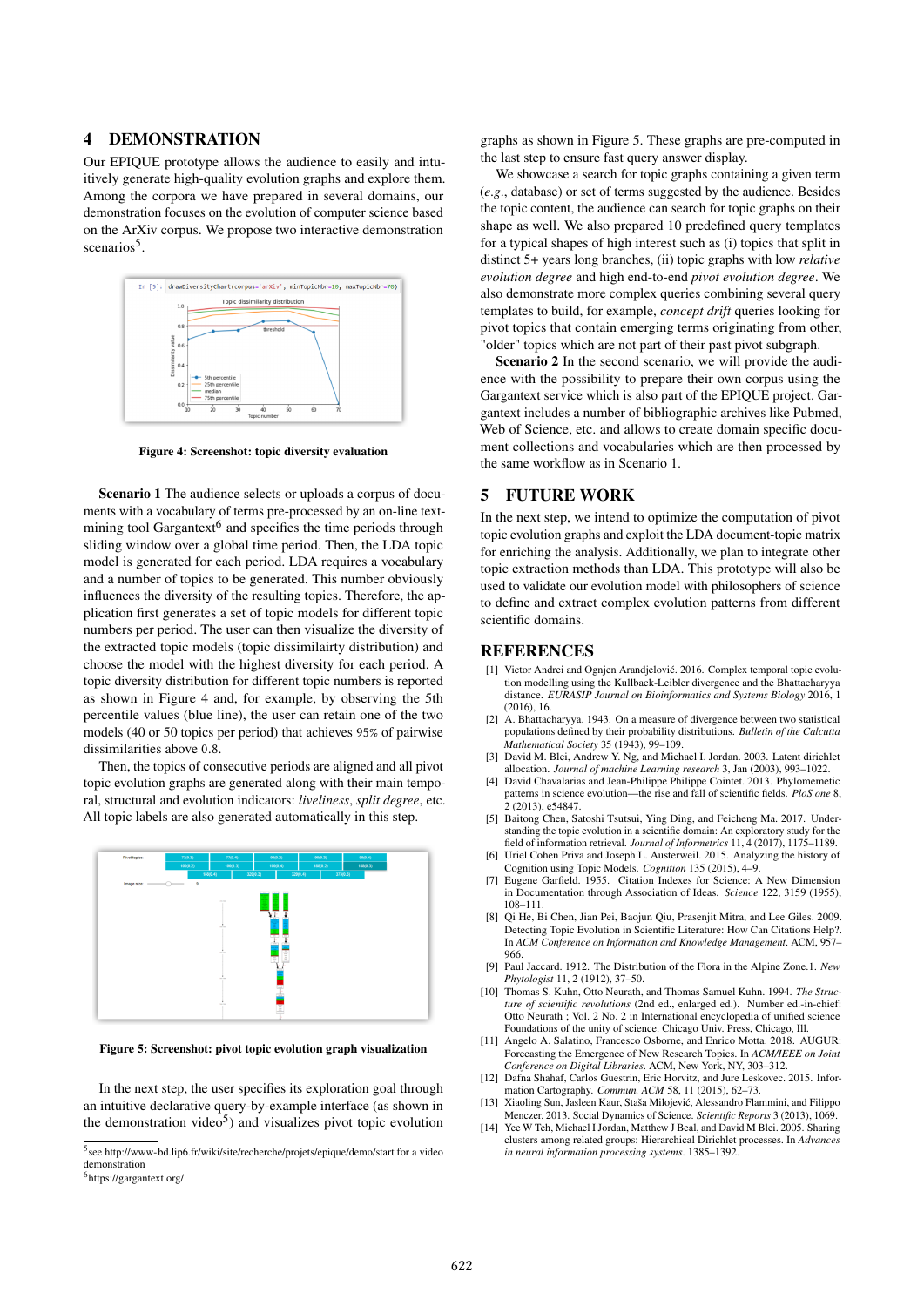## 4 DEMONSTRATION

Our EPIQUE prototype allows the audience to easily and intuitively generate high-quality evolution graphs and explore them. Among the corpora we have prepared in several domains, our demonstration focuses on the evolution of computer science based on the ArXiv corpus. We propose two interactive demonstration scenarios[5].

In [5]: drawDiversityChart(corpus='arXiv', minTopicNbr=10, maxTopicNbr=70)

Topic dissimilarity distribution

Dissimilarity value

threshold

5th percentile
25th percentile
median
75th percentile

Topic number

Figure 4: Screenshot: topic diversity evaluation

**Scenario 1** The audience selects or uploads a corpus of documents with a vocabulary of terms pre-processed by an on-line textmining tool Gargantext[6] and specifies the time periods through sliding window over a global time period. Then, the LDA topic model is generated for each period. LDA requires a vocabulary and a number of topics to be generated. This number obviously influences the diversity of the resulting topics. Therefore, the application first generates a set of topic models for different topic numbers per period. The user can then visualize the diversity of the extracted topic models (topic dissimilairty distribution) and choose the model with the highest diversity for each period. A topic diversity distribution for different topic numbers is reported as shown in Figure 4 and, for example, by observing the 5th percentile values (blue line), the user can retain one of the two models (40 or 50 topics per period) that achieves 95% of pairwise dissimilarities above 0.8.

Then, the topics of consecutive periods are aligned and all pivot topic evolution graphs are generated along with their main temporal, structural and evolution indicators: *liveliness*, *split degree*, etc. All topic labels are also generated automatically in this step.

Figure 5: Screenshot: pivot topic evolution graph visualization

In the next step, the user specifies its exploration goal through an intuitive declarative query-by-example interface (as shown in the demonstration video[5]) and visualizes pivot topic evolution graphs as shown in Figure 5. These graphs are pre-computed in the last step to ensure fast query answer display.

We showcase a search for topic graphs containing a given term (*e.g.*, database) or set of terms suggested by the audience. Besides the topic content, the audience can search for topic graphs on their shape as well. We also prepared 10 predefined query templates for a typical shapes of high interest such as (i) topics that split in distinct 5+ years long branches, (ii) topic graphs with low *relative evolution degree* and high end-to-end *pivot evolution degree*. We also demonstrate more complex queries combining several query templates to build, for example, *concept drift* queries looking for pivot topics that contain emerging terms originating from other, "older" topics which are not part of their past pivot subgraph.

**Scenario 2** In the second scenario, we will provide the audience with the possibility to prepare their own corpus using the Gargantext service which is also part of the EPIQUE project. Gargantext includes a number of bibliographic archives like Pubmed, Web of Science, etc. and allows to create domain specific document collections and vocabularies which are then processed by the same workflow as in Scenario 1.

## 5 FUTURE WORK

In the next step, we intend to optimize the computation of pivot topic evolution graphs and exploit the LDA document-topic matrix for enriching the analysis. Additionally, we plan to integrate other topic extraction methods than LDA. This prototype will also be used to validate our evolution model with philosophers of science to define and extract complex evolution patterns from different scientific domains.

## REFERENCES

[1] Victor Andrei and Ognjen Arandjelović. 2016. Complex temporal topic evolution modelling using the Kullback-Leibler divergence and the Bhattacharyya distance. *EURASIP Journal on Bioinformatics and Systems Biology* 2016, 1 (2016), 16.

[2] A. Bhattacharyya. 1943. On a measure of divergence between two statistical populations defined by their probability distributions. *Bulletin of the Calcutta Mathematical Society* 35 (1943), 99–109.

[3] David M. Blei, Andrew Y. Ng, and Michael I. Jordan. 2003. Latent dirichlet allocation. *Journal of machine Learning research* 3, Jan (2003), 993–1022.

[4] David Chavalarias and Jean-Philippe Philippe Cointet. 2013. Phylomemetic patterns in science evolution—the rise and fall of scientific fields. *PloS one* 8, 2 (2013), e54847.

[5] Baitong Chen, Satoshi Tsutsui, Ying Ding, and Feicheng Ma. 2017. Understanding the topic evolution in a scientific domain: An exploratory study for the field of information retrieval. *Journal of Informetrics* 11, 4 (2017), 1175–1189.

[6] Uriel Cohen Priva and Joseph L. Austerweil. 2015. Analyzing the history of Cognition using Topic Models. *Cognition* 135 (2015), 4–9.

[7] Eugene Garfield. 1955. Citation Indexes for Science: A New Dimension in Documentation through Association of Ideas. *Science* 122, 3159 (1955), 108–111.

[8] Qi He, Bi Chen, Jian Pei, Baojun Qiu, Prasenjit Mitra, and Lee Giles. 2009. Detecting Topic Evolution in Scientific Literature: How Can Citations Help?. In *ACM Conference on Information and Knowledge Management*. ACM, 957–966.

[9] Paul Jaccard. 1912. The Distribution of the Flora in the Alpine Zone.1. *New Phytologist* 11, 2 (1912), 37–50.

[10] Thomas S. Kuhn, Otto Neurath, and Thomas Samuel Kuhn. 1994. *The Structure of scientific revolutions* (2nd ed., enlarged ed.). Number ed.-in-chief: Otto Neurath ; Vol. 2 No. 2 in International encyclopedia of unified science Foundations of the unity of science. Chicago Univ. Press, Chicago, Ill.

[11] Angelo A. Salatino, Francesco Osborne, and Enrico Motta. 2018. AUGUR: Forecasting the Emergence of New Research Topics. In *ACM/IEEE on Joint Conference on Digital Libraries*. ACM, New York, NY, 303–312.

[12] Dafna Shahaf, Carlos Guestrin, Eric Horvitz, and Jure Leskovec. 2015. Information Cartography. *Commun. ACM* 58, 11 (2015), 62–73.

[13] Xiaoling Sun, Jasleen Kaur, Staša Milojević, Alessandro Flammini, and Filippo Menczer. 2013. Social Dynamics of Science. *Scientific Reports* 3 (2013), 1069.

[14] Yee W Teh, Michael I Jordan, Matthew J Beal, and David M Blei. 2005. Sharing clusters among related groups: Hierarchical Dirichlet processes. In *Advances in neural information processing systems*. 1385–1392.

[5] see http://www-bd.lip6.fr/wiki/site/recherche/projets/epique/demo/start for a video demonstration

[6] https://gargantext.org/